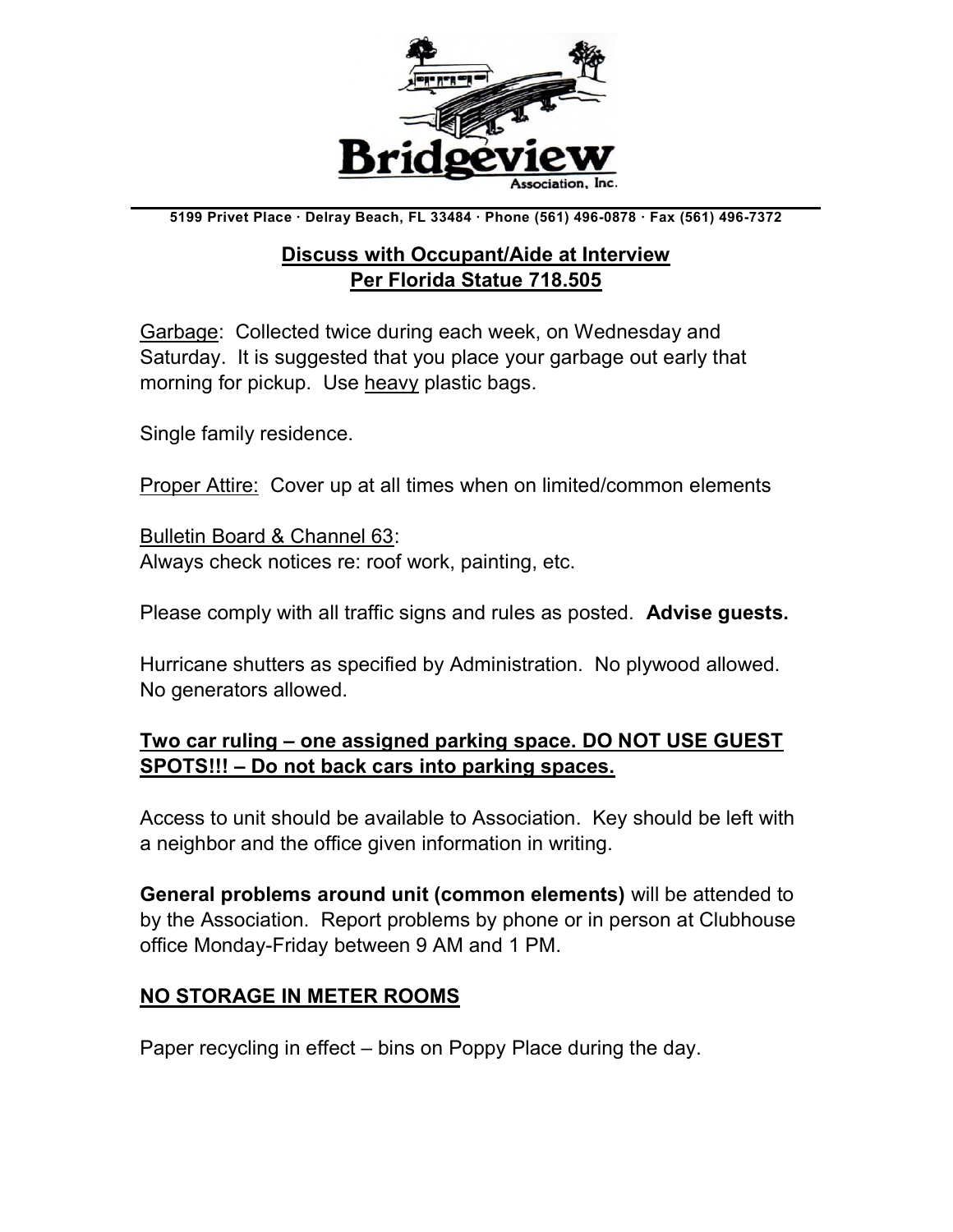# Bridgeview

Association, Inc.

**5199 Privet Place · Delray Beach, FL 33484 · Phone (561) 496-0878 · Fax (561) 496-7372**

## Discuss with Occupant/Aide at Interview
## Per Florida Statue 718.505

Garbage: Collected twice during each week, on Wednesday and Saturday. It is suggested that you place your garbage out early that morning for pickup. Use heavy plastic bags.

Single family residence.

Proper Attire: Cover up at all times when on limited/common elements

Bulletin Board & Channel 63:
Always check notices re: roof work, painting, etc.

Please comply with all traffic signs and rules as posted. **Advise guests.**

Hurricane shutters as specified by Administration. No plywood allowed. No generators allowed.

**Two car ruling – one assigned parking space. DO NOT USE GUEST SPOTS!!! – Do not back cars into parking spaces.**

Access to unit should be available to Association. Key should be left with a neighbor and the office given information in writing.

**General problems around unit (common elements)** will be attended to by the Association. Report problems by phone or in person at Clubhouse office Monday-Friday between 9 AM and 1 PM.

**NO STORAGE IN METER ROOMS**

Paper recycling in effect – bins on Poppy Place during the day.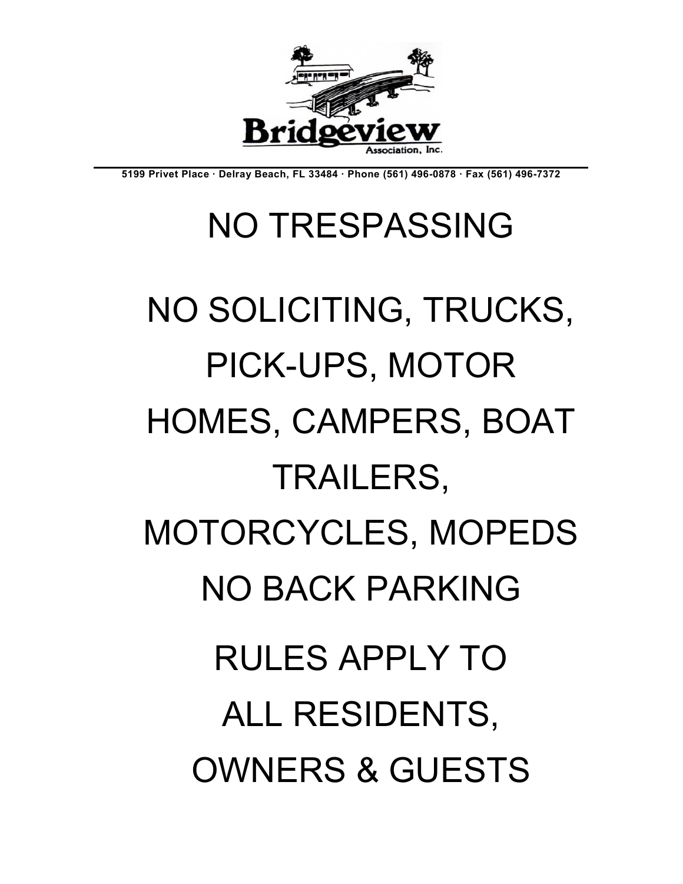**Bridgeview**
Association, Inc.

5199 Privet Place · Delray Beach, FL 33484 · Phone (561) 496-0878 · Fax (561) 496-7372

# NO TRESPASSING

# NO SOLICITING, TRUCKS, PICK-UPS, MOTOR HOMES, CAMPERS, BOAT TRAILERS, MOTORCYCLES, MOPEDS

# NO BACK PARKING

# RULES APPLY TO ALL RESIDENTS, OWNERS & GUESTS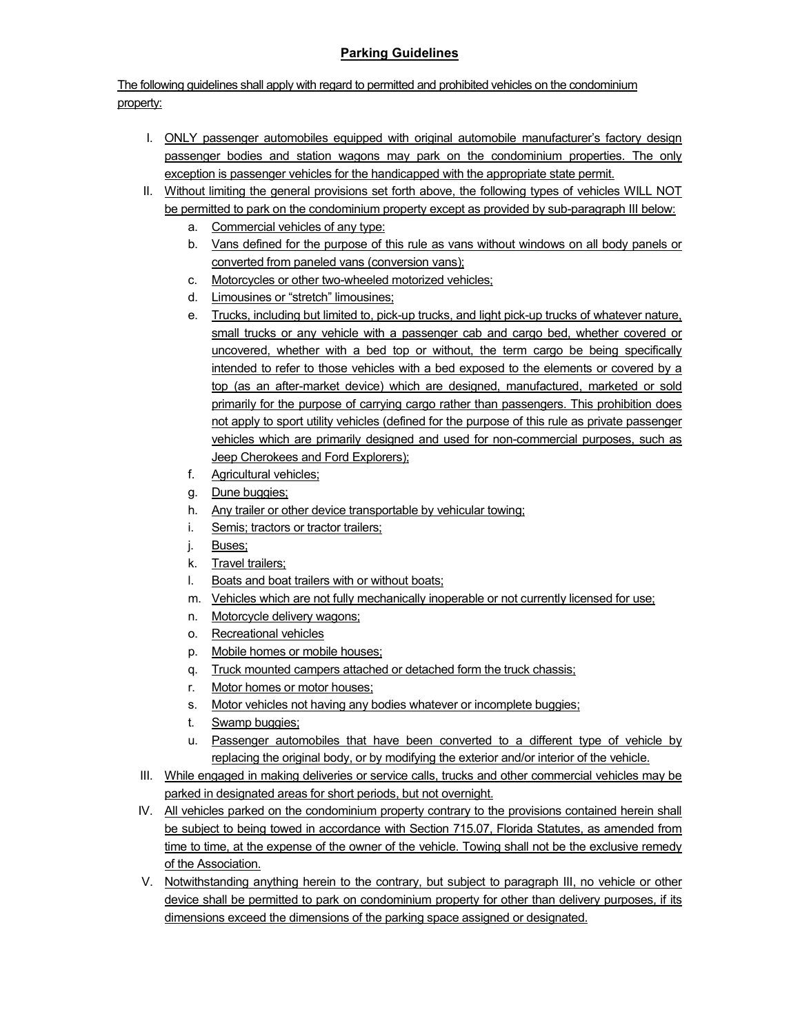## Parking Guidelines

The following guidelines shall apply with regard to permitted and prohibited vehicles on the condominium property:

I. ONLY passenger automobiles equipped with original automobile manufacturer's factory design passenger bodies and station wagons may park on the condominium properties. The only exception is passenger vehicles for the handicapped with the appropriate state permit.

II. Without limiting the general provisions set forth above, the following types of vehicles WILL NOT be permitted to park on the condominium property except as provided by sub-paragraph III below:

   a. Commercial vehicles of any type:
   b. Vans defined for the purpose of this rule as vans without windows on all body panels or converted from paneled vans (conversion vans);
   c. Motorcycles or other two-wheeled motorized vehicles;
   d. Limousines or "stretch" limousines;
   e. Trucks, including but limited to, pick-up trucks, and light pick-up trucks of whatever nature, small trucks or any vehicle with a passenger cab and cargo bed, whether covered or uncovered, whether with a bed top or without, the term cargo be being specifically intended to refer to those vehicles with a bed exposed to the elements or covered by a top (as an after-market device) which are designed, manufactured, marketed or sold primarily for the purpose of carrying cargo rather than passengers. This prohibition does not apply to sport utility vehicles (defined for the purpose of this rule as private passenger vehicles which are primarily designed and used for non-commercial purposes, such as Jeep Cherokees and Ford Explorers);
   f. Agricultural vehicles;
   g. Dune buggies;
   h. Any trailer or other device transportable by vehicular towing;
   i. Semis; tractors or tractor trailers;
   j. Buses;
   k. Travel trailers;
   l. Boats and boat trailers with or without boats;
   m. Vehicles which are not fully mechanically inoperable or not currently licensed for use;
   n. Motorcycle delivery wagons;
   o. Recreational vehicles
   p. Mobile homes or mobile houses;
   q. Truck mounted campers attached or detached form the truck chassis;
   r. Motor homes or motor houses;
   s. Motor vehicles not having any bodies whatever or incomplete buggies;
   t. Swamp buggies;
   u. Passenger automobiles that have been converted to a different type of vehicle by replacing the original body, or by modifying the exterior and/or interior of the vehicle.

III. While engaged in making deliveries or service calls, trucks and other commercial vehicles may be parked in designated areas for short periods, but not overnight.

IV. All vehicles parked on the condominium property contrary to the provisions contained herein shall be subject to being towed in accordance with Section 715.07, Florida Statutes, as amended from time to time, at the expense of the owner of the vehicle. Towing shall not be the exclusive remedy of the Association.

V. Notwithstanding anything herein to the contrary, but subject to paragraph III, no vehicle or other device shall be permitted to park on condominium property for other than delivery purposes, if its dimensions exceed the dimensions of the parking space assigned or designated.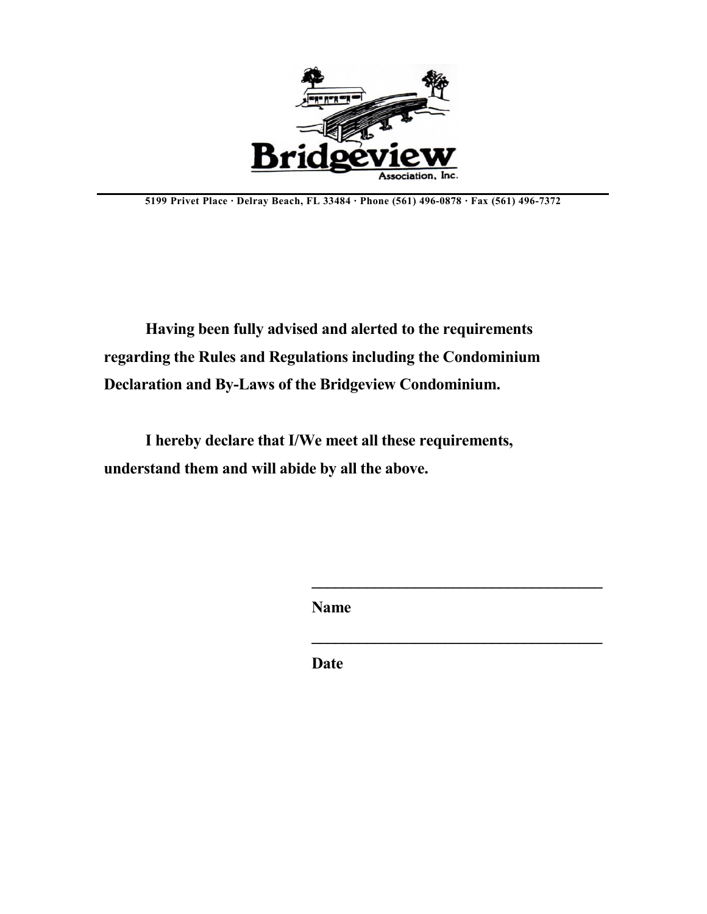**Bridgeview**
Association, Inc.

5199 Privet Place · Delray Beach, FL 33484 · Phone (561) 496-0878 · Fax (561) 496-7372

---

**Having been fully advised and alerted to the requirements regarding the Rules and Regulations including the Condominium Declaration and By-Laws of the Bridgeview Condominium.**

**I hereby declare that I/We meet all these requirements, understand them and will abide by all the above.**

______________________________________

**Name**

______________________________________

**Date**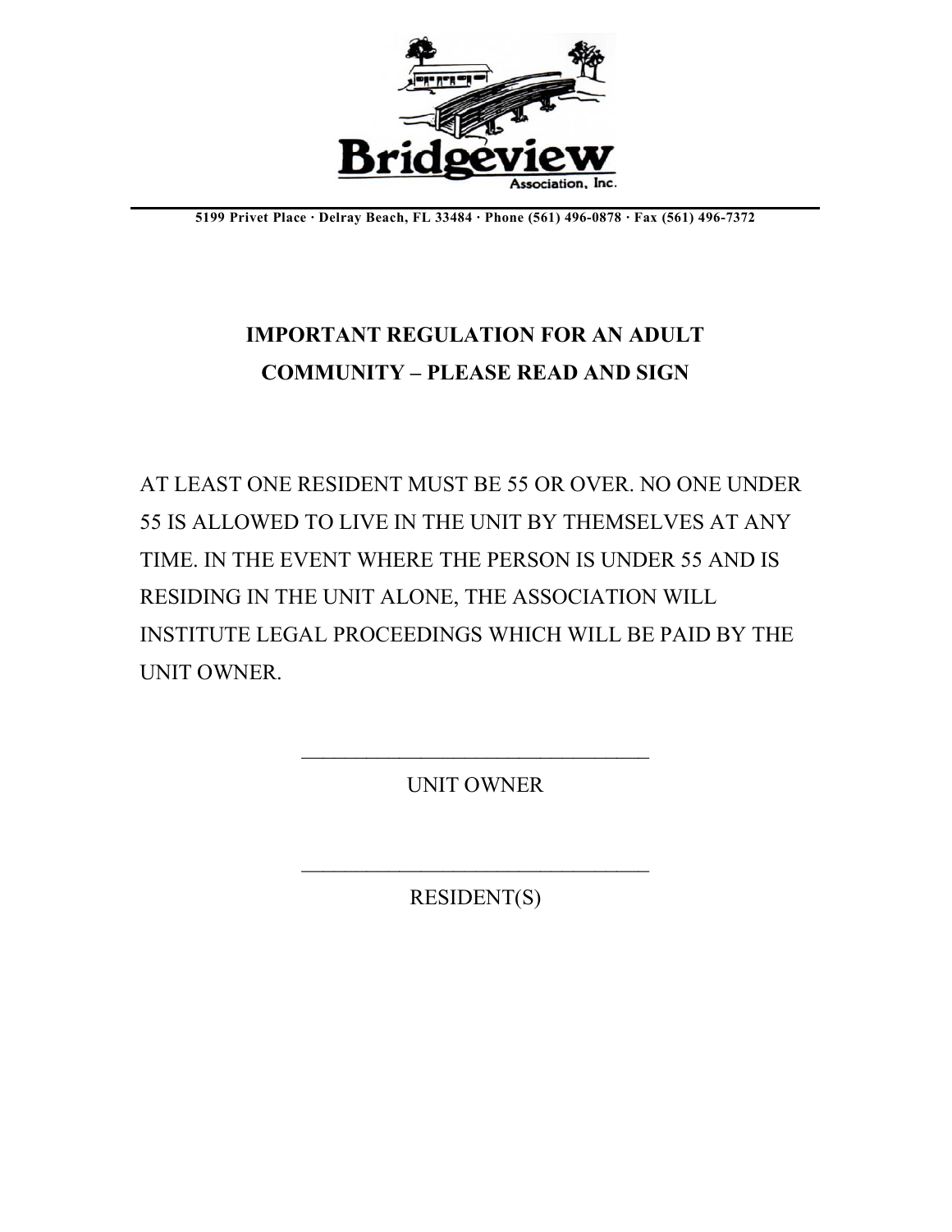**Bridgeview**

Association, Inc.

5199 Privet Place · Delray Beach, FL 33484 · Phone (561) 496-0878 · Fax (561) 496-7372

## IMPORTANT REGULATION FOR AN ADULT COMMUNITY – PLEASE READ AND SIGN

AT LEAST ONE RESIDENT MUST BE 55 OR OVER. NO ONE UNDER 55 IS ALLOWED TO LIVE IN THE UNIT BY THEMSELVES AT ANY TIME. IN THE EVENT WHERE THE PERSON IS UNDER 55 AND IS RESIDING IN THE UNIT ALONE, THE ASSOCIATION WILL INSTITUTE LEGAL PROCEEDINGS WHICH WILL BE PAID BY THE UNIT OWNER.

\_\_\_\_\_\_\_\_\_\_\_\_\_\_\_\_\_\_\_\_\_\_\_\_\_\_\_\_\_\_\_\_\_\_

UNIT OWNER

\_\_\_\_\_\_\_\_\_\_\_\_\_\_\_\_\_\_\_\_\_\_\_\_\_\_\_\_\_\_\_\_\_\_

RESIDENT(S)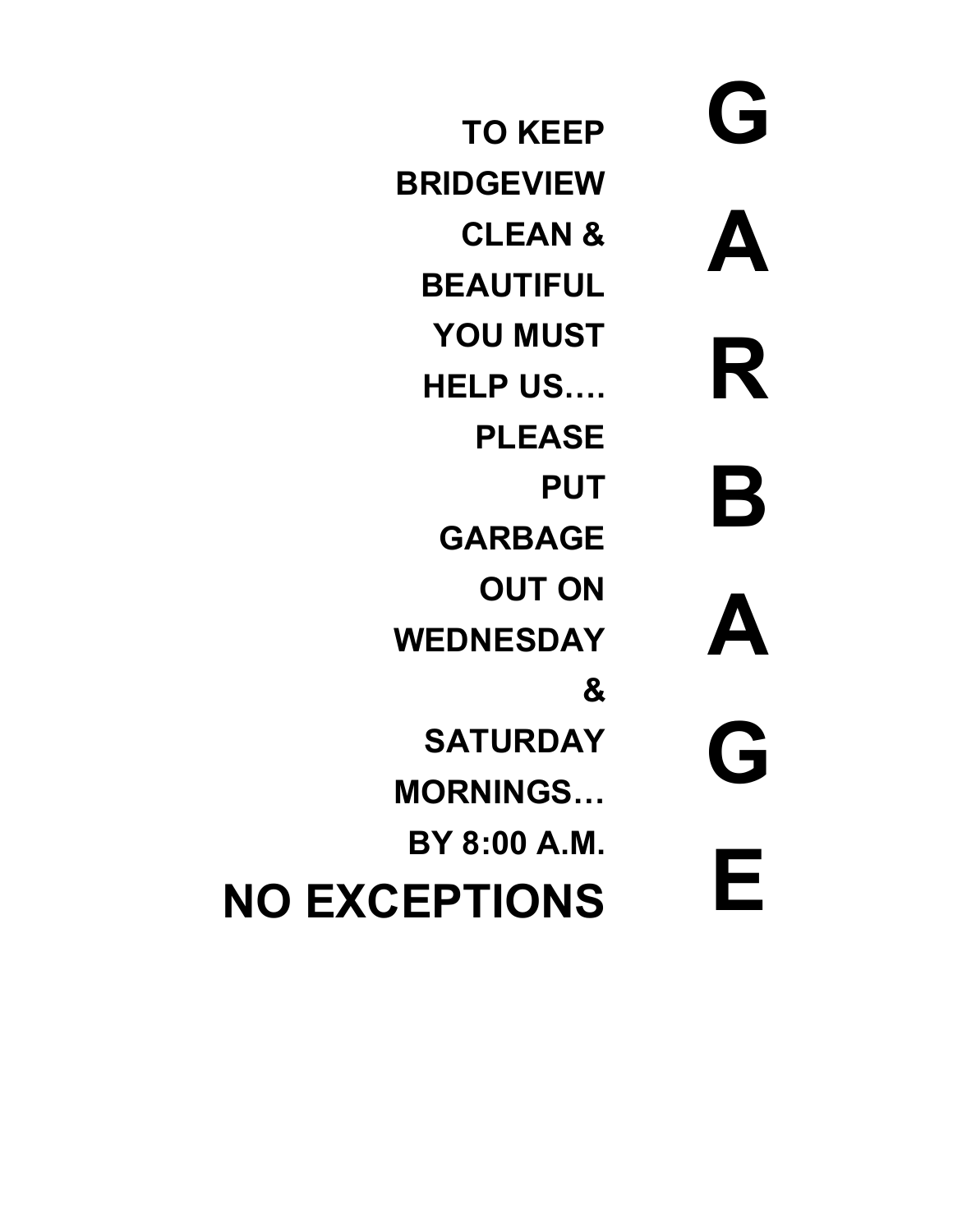# GARBAGE

**TO KEEP**
**BRIDGEVIEW**
**CLEAN &**
**BEAUTIFUL**
**YOU MUST**
**HELP US….**
**PLEASE**
**PUT**
**GARBAGE**
**OUT ON**
**WEDNESDAY**
**&**
**SATURDAY**
**MORNINGS…**
**BY 8:00 A.M.**

## NO EXCEPTIONS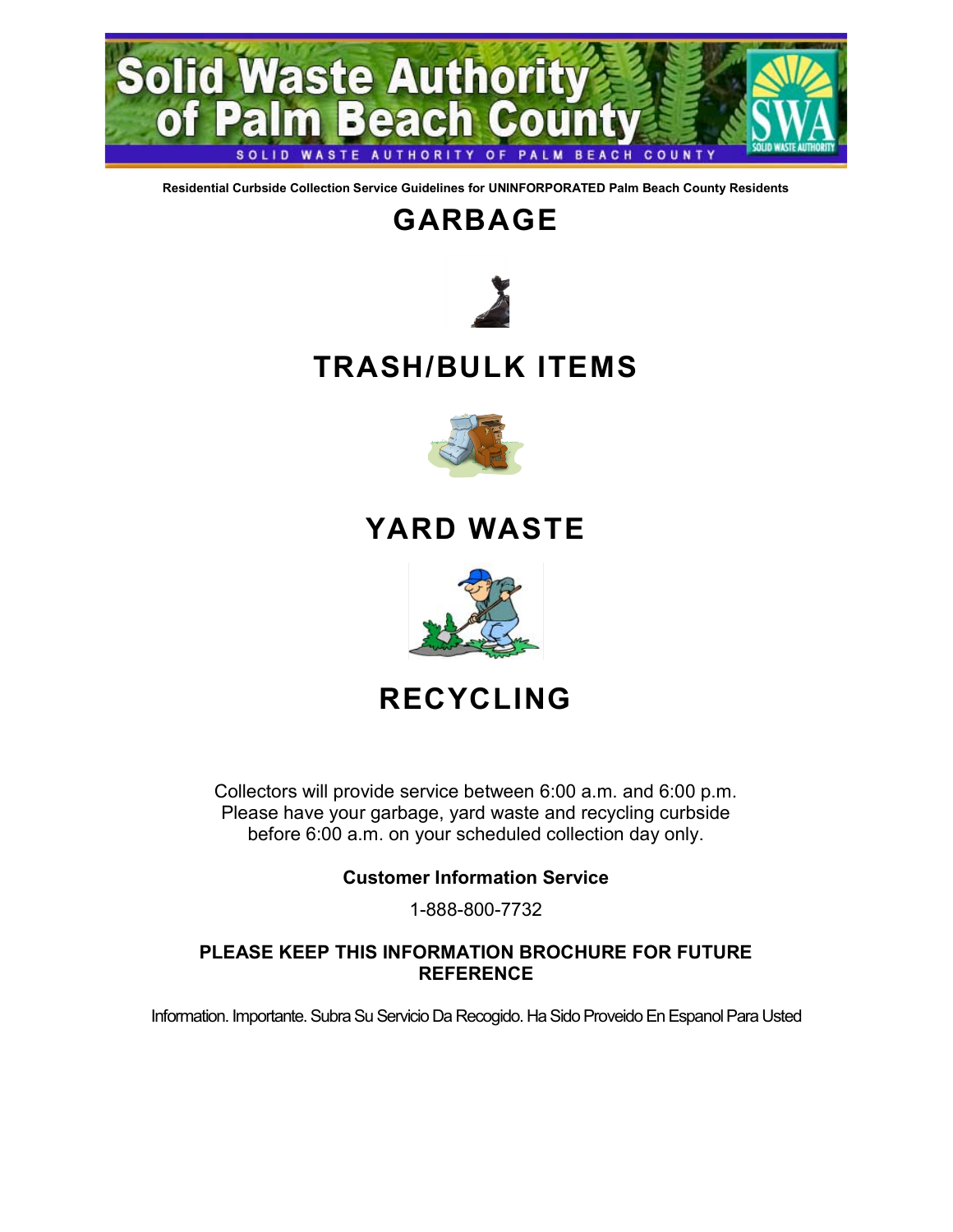# Solid Waste Authority of Palm Beach County

SOLID WASTE AUTHORITY OF PALM BEACH COUNTY

**Residential Curbside Collection Service Guidelines for UNINFORPORATED Palm Beach County Residents**

## GARBAGE

## TRASH/BULK ITEMS

## YARD WASTE

## RECYCLING

Collectors will provide service between 6:00 a.m. and 6:00 p.m. Please have your garbage, yard waste and recycling curbside before 6:00 a.m. on your scheduled collection day only.

**Customer Information Service**

1-888-800-7732

**PLEASE KEEP THIS INFORMATION BROCHURE FOR FUTURE REFERENCE**

Information. Importante. Subra Su Servicio Da Recogido. Ha Sido Proveido En Espanol Para Usted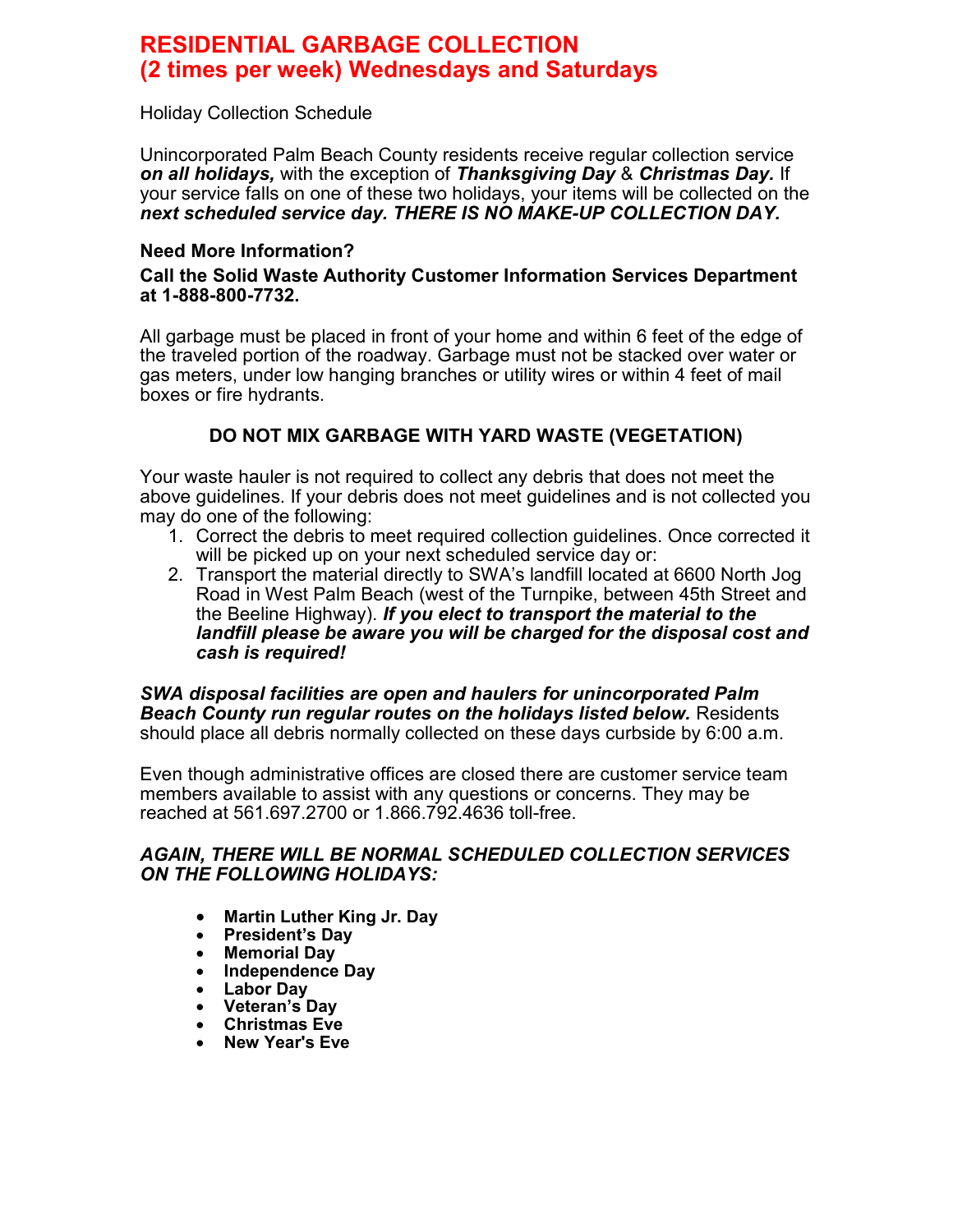# RESIDENTIAL GARBAGE COLLECTION
# (2 times per week) Wednesdays and Saturdays

Holiday Collection Schedule

Unincorporated Palm Beach County residents receive regular collection service ***on all holidays,*** with the exception of ***Thanksgiving Day*** & ***Christmas Day.*** If your service falls on one of these two holidays, your items will be collected on the ***next scheduled service day. THERE IS NO MAKE-UP COLLECTION DAY.***

**Need More Information?**

**Call the Solid Waste Authority Customer Information Services Department at 1-888-800-7732.**

All garbage must be placed in front of your home and within 6 feet of the edge of the traveled portion of the roadway. Garbage must not be stacked over water or gas meters, under low hanging branches or utility wires or within 4 feet of mail boxes or fire hydrants.

**DO NOT MIX GARBAGE WITH YARD WASTE (VEGETATION)**

Your waste hauler is not required to collect any debris that does not meet the above guidelines. If your debris does not meet guidelines and is not collected you may do one of the following:

1. Correct the debris to meet required collection guidelines. Once corrected it will be picked up on your next scheduled service day or:
2. Transport the material directly to SWA's landfill located at 6600 North Jog Road in West Palm Beach (west of the Turnpike, between 45th Street and the Beeline Highway). ***If you elect to transport the material to the landfill please be aware you will be charged for the disposal cost and cash is required!***

***SWA disposal facilities are open and haulers for unincorporated Palm Beach County run regular routes on the holidays listed below.*** Residents should place all debris normally collected on these days curbside by 6:00 a.m.

Even though administrative offices are closed there are customer service team members available to assist with any questions or concerns. They may be reached at 561.697.2700 or 1.866.792.4636 toll-free.

***AGAIN, THERE WILL BE NORMAL SCHEDULED COLLECTION SERVICES ON THE FOLLOWING HOLIDAYS:***

- **Martin Luther King Jr. Day**
- **President's Day**
- **Memorial Day**
- **Independence Day**
- **Labor Day**
- **Veteran's Day**
- **Christmas Eve**
- **New Year's Eve**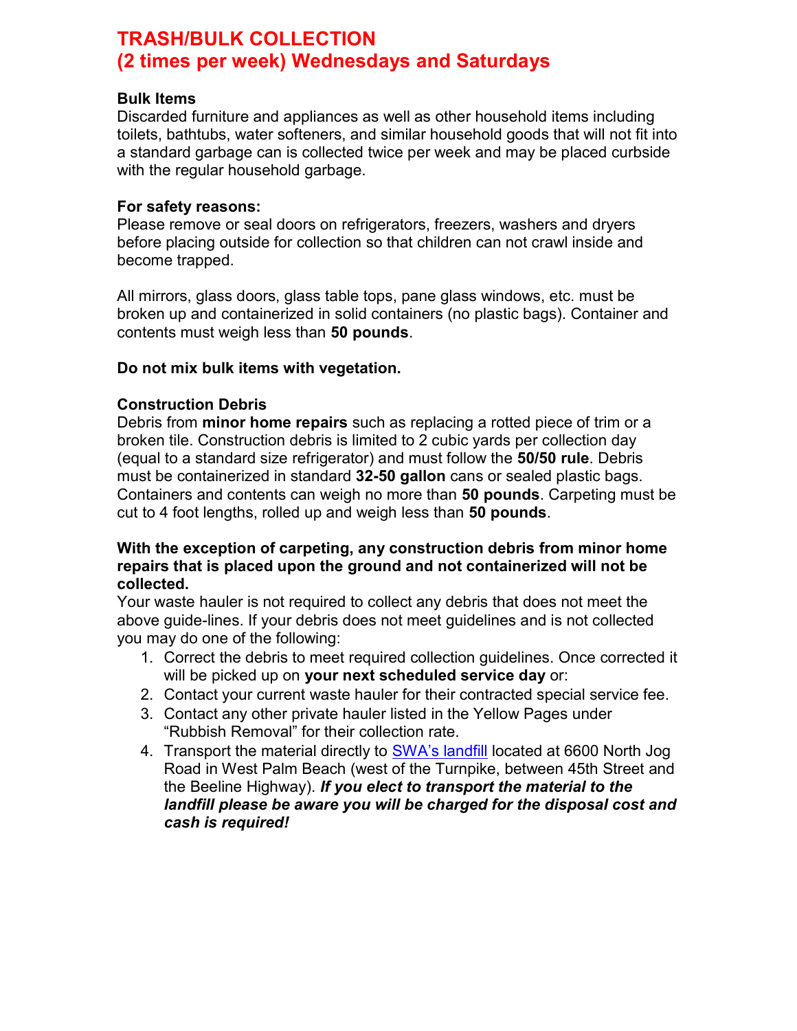# TRASH/BULK COLLECTION
# (2 times per week) Wednesdays and Saturdays

**Bulk Items**
Discarded furniture and appliances as well as other household items including toilets, bathtubs, water softeners, and similar household goods that will not fit into a standard garbage can is collected twice per week and may be placed curbside with the regular household garbage.

**For safety reasons:**
Please remove or seal doors on refrigerators, freezers, washers and dryers before placing outside for collection so that children can not crawl inside and become trapped.

All mirrors, glass doors, glass table tops, pane glass windows, etc. must be broken up and containerized in solid containers (no plastic bags). Container and contents must weigh less than **50 pounds**.

**Do not mix bulk items with vegetation.**

**Construction Debris**
Debris from **minor home repairs** such as replacing a rotted piece of trim or a broken tile. Construction debris is limited to 2 cubic yards per collection day (equal to a standard size refrigerator) and must follow the **50/50 rule**. Debris must be containerized in standard **32-50 gallon** cans or sealed plastic bags. Containers and contents can weigh no more than **50 pounds**. Carpeting must be cut to 4 foot lengths, rolled up and weigh less than **50 pounds**.

**With the exception of carpeting, any construction debris from minor home repairs that is placed upon the ground and not containerized will not be collected.**
Your waste hauler is not required to collect any debris that does not meet the above guide-lines. If your debris does not meet guidelines and is not collected you may do one of the following:

1. Correct the debris to meet required collection guidelines. Once corrected it will be picked up on **your next scheduled service day** or:
2. Contact your current waste hauler for their contracted special service fee.
3. Contact any other private hauler listed in the Yellow Pages under "Rubbish Removal" for their collection rate.
4. Transport the material directly to SWA's landfill located at 6600 North Jog Road in West Palm Beach (west of the Turnpike, between 45th Street and the Beeline Highway). ***If you elect to transport the material to the landfill please be aware you will be charged for the disposal cost and cash is required!***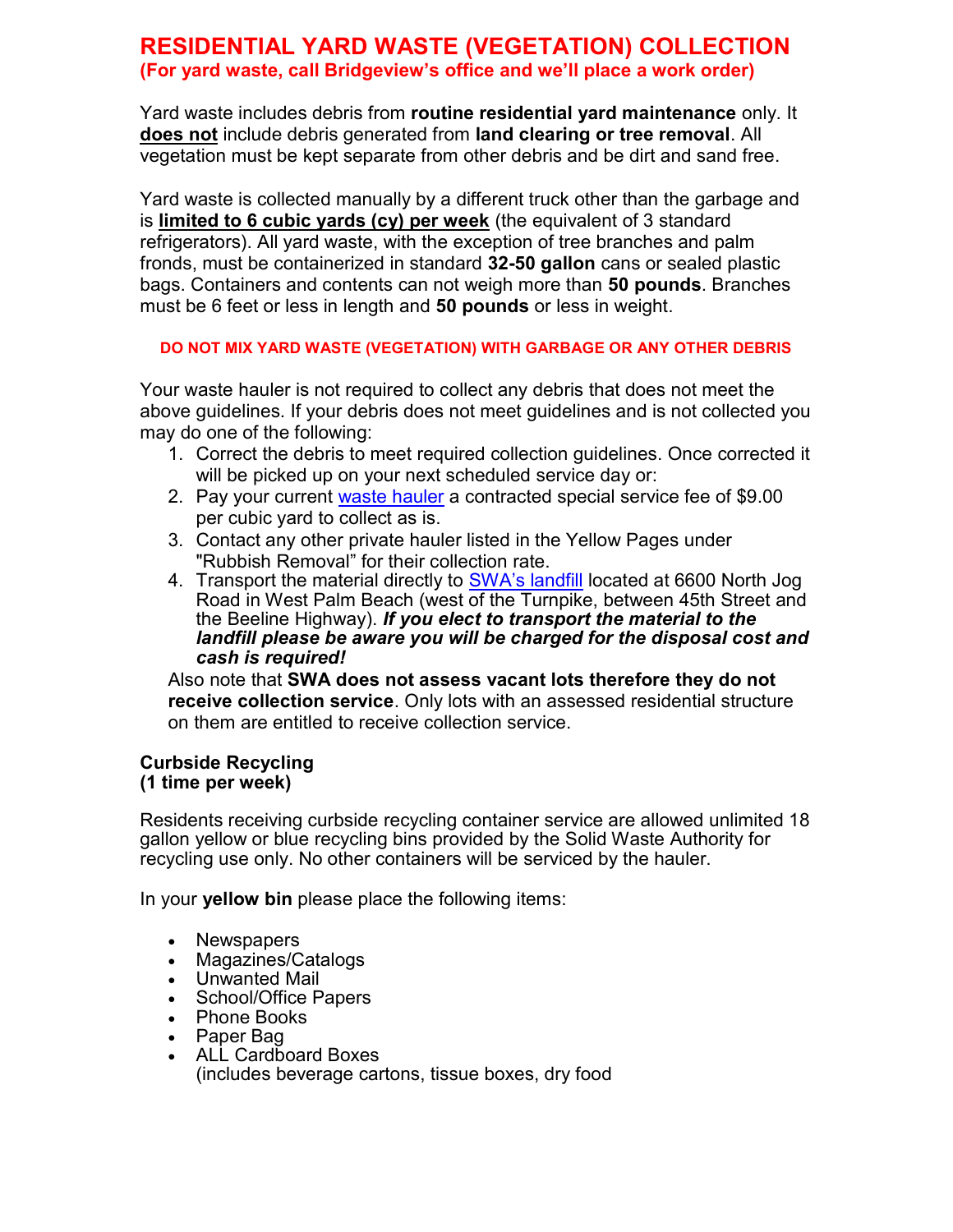# RESIDENTIAL YARD WASTE (VEGETATION) COLLECTION

**(For yard waste, call Bridgeview's office and we'll place a work order)**

Yard waste includes debris from **routine residential yard maintenance** only. It **does not** include debris generated from **land clearing or tree removal**. All vegetation must be kept separate from other debris and be dirt and sand free.

Yard waste is collected manually by a different truck other than the garbage and is **limited to 6 cubic yards (cy) per week** (the equivalent of 3 standard refrigerators). All yard waste, with the exception of tree branches and palm fronds, must be containerized in standard **32-50 gallon** cans or sealed plastic bags. Containers and contents can not weigh more than **50 pounds**. Branches must be 6 feet or less in length and **50 pounds** or less in weight.

**DO NOT MIX YARD WASTE (VEGETATION) WITH GARBAGE OR ANY OTHER DEBRIS**

Your waste hauler is not required to collect any debris that does not meet the above guidelines. If your debris does not meet guidelines and is not collected you may do one of the following:

1. Correct the debris to meet required collection guidelines. Once corrected it will be picked up on your next scheduled service day or:
2. Pay your current waste hauler a contracted special service fee of $9.00 per cubic yard to collect as is.
3. Contact any other private hauler listed in the Yellow Pages under "Rubbish Removal" for their collection rate.
4. Transport the material directly to SWA's landfill located at 6600 North Jog Road in West Palm Beach (west of the Turnpike, between 45th Street and the Beeline Highway). ***If you elect to transport the material to the landfill please be aware you will be charged for the disposal cost and cash is required!***

Also note that **SWA does not assess vacant lots therefore they do not receive collection service**. Only lots with an assessed residential structure on them are entitled to receive collection service.

**Curbside Recycling**
**(1 time per week)**

Residents receiving curbside recycling container service are allowed unlimited 18 gallon yellow or blue recycling bins provided by the Solid Waste Authority for recycling use only. No other containers will be serviced by the hauler.

In your **yellow bin** please place the following items:

- Newspapers
- Magazines/Catalogs
- Unwanted Mail
- School/Office Papers
- Phone Books
- Paper Bag
- ALL Cardboard Boxes
  (includes beverage cartons, tissue boxes, dry food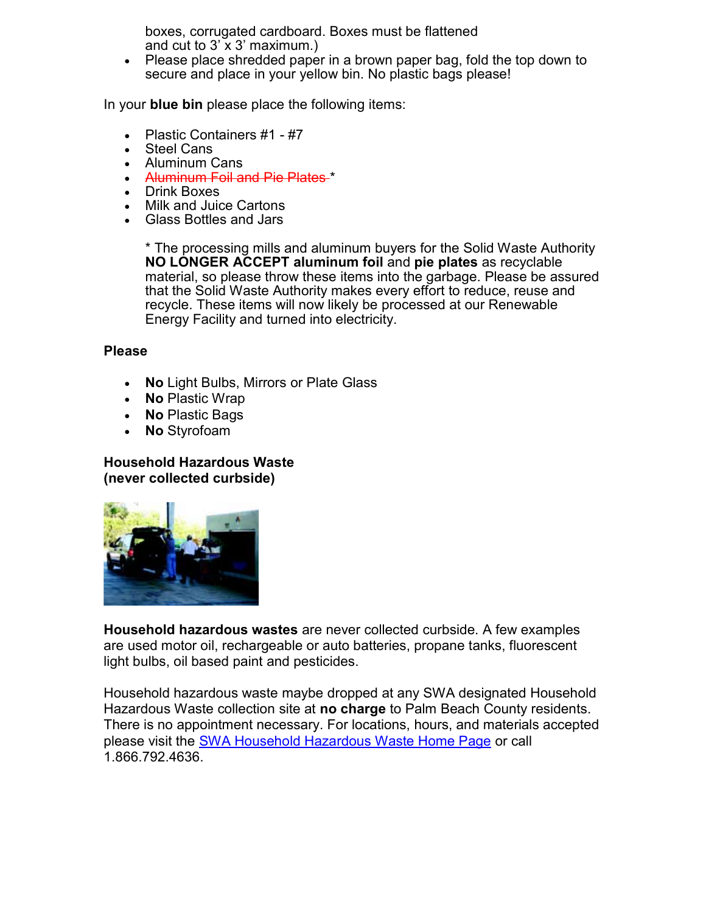boxes, corrugated cardboard. Boxes must be flattened and cut to 3' x 3' maximum.)

- Please place shredded paper in a brown paper bag, fold the top down to secure and place in your yellow bin. No plastic bags please!

In your **blue bin** please place the following items:

- Plastic Containers #1 - #7
- Steel Cans
- Aluminum Cans
- ~~Aluminum Foil and Pie Plates~~ *
- Drink Boxes
- Milk and Juice Cartons
- Glass Bottles and Jars

  * The processing mills and aluminum buyers for the Solid Waste Authority **NO LONGER ACCEPT aluminum foil** and **pie plates** as recyclable material, so please throw these items into the garbage. Please be assured that the Solid Waste Authority makes every effort to reduce, reuse and recycle. These items will now likely be processed at our Renewable Energy Facility and turned into electricity.

**Please**

- **No** Light Bulbs, Mirrors or Plate Glass
- **No** Plastic Wrap
- **No** Plastic Bags
- **No** Styrofoam

**Household Hazardous Waste (never collected curbside)**

**Household hazardous wastes** are never collected curbside. A few examples are used motor oil, rechargeable or auto batteries, propane tanks, fluorescent light bulbs, oil based paint and pesticides.

Household hazardous waste maybe dropped at any SWA designated Household Hazardous Waste collection site at **no charge** to Palm Beach County residents. There is no appointment necessary. For locations, hours, and materials accepted please visit the SWA Household Hazardous Waste Home Page or call 1.866.792.4636.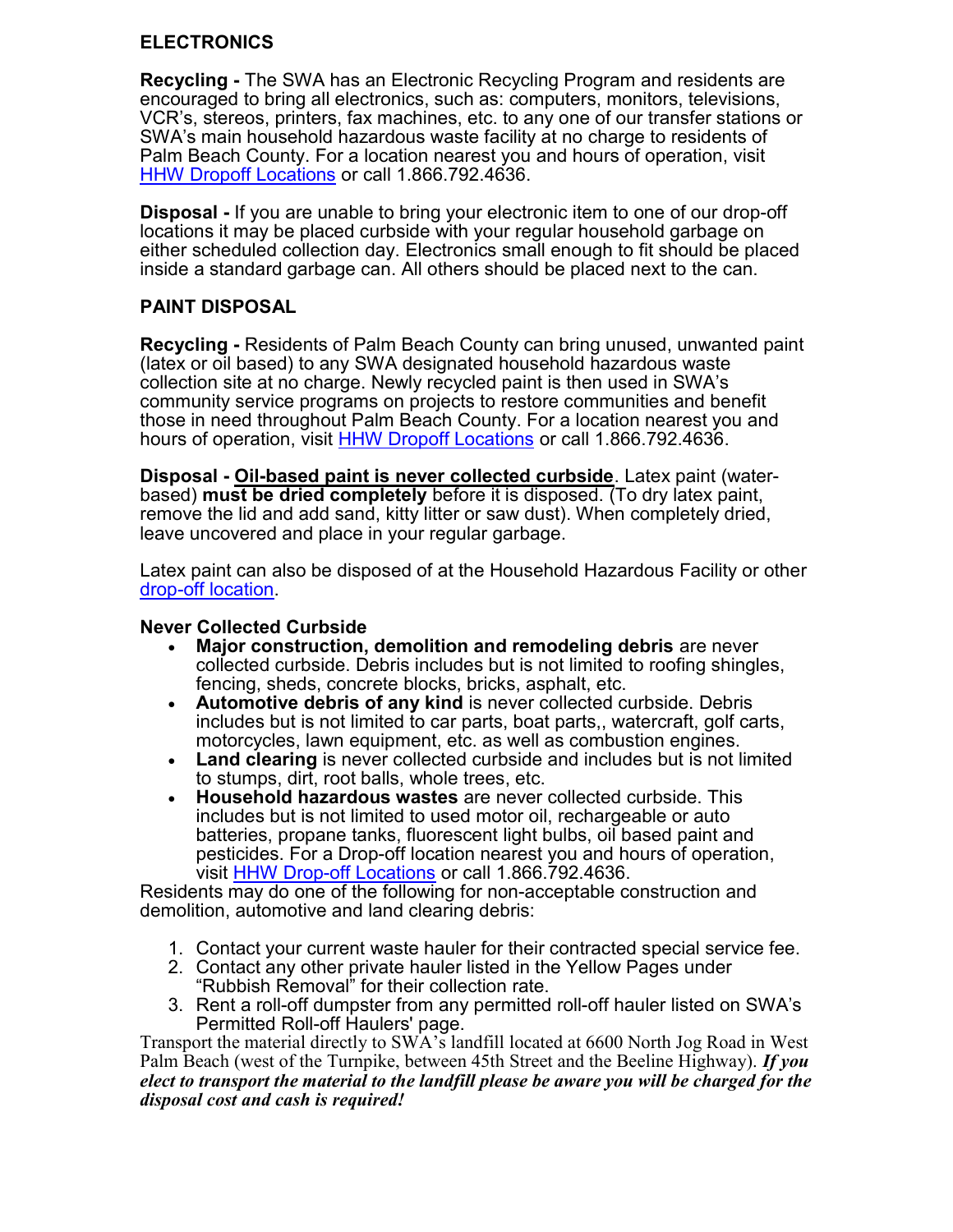## ELECTRONICS

**Recycling -** The SWA has an Electronic Recycling Program and residents are encouraged to bring all electronics, such as: computers, monitors, televisions, VCR's, stereos, printers, fax machines, etc. to any one of our transfer stations or SWA's main household hazardous waste facility at no charge to residents of Palm Beach County. For a location nearest you and hours of operation, visit HHW Dropoff Locations or call 1.866.792.4636.

**Disposal -** If you are unable to bring your electronic item to one of our drop-off locations it may be placed curbside with your regular household garbage on either scheduled collection day. Electronics small enough to fit should be placed inside a standard garbage can. All others should be placed next to the can.

## PAINT DISPOSAL

**Recycling -** Residents of Palm Beach County can bring unused, unwanted paint (latex or oil based) to any SWA designated household hazardous waste collection site at no charge. Newly recycled paint is then used in SWA's community service programs on projects to restore communities and benefit those in need throughout Palm Beach County. For a location nearest you and hours of operation, visit HHW Dropoff Locations or call 1.866.792.4636.

**Disposal - <u>Oil-based paint is never collected curbside</u>**. Latex paint (water-based) **must be dried completely** before it is disposed. (To dry latex paint, remove the lid and add sand, kitty litter or saw dust). When completely dried, leave uncovered and place in your regular garbage.

Latex paint can also be disposed of at the Household Hazardous Facility or other drop-off location.

**Never Collected Curbside**

- **Major construction, demolition and remodeling debris** are never collected curbside. Debris includes but is not limited to roofing shingles, fencing, sheds, concrete blocks, bricks, asphalt, etc.
- **Automotive debris of any kind** is never collected curbside. Debris includes but is not limited to car parts, boat parts,, watercraft, golf carts, motorcycles, lawn equipment, etc. as well as combustion engines.
- **Land clearing** is never collected curbside and includes but is not limited to stumps, dirt, root balls, whole trees, etc.
- **Household hazardous wastes** are never collected curbside. This includes but is not limited to used motor oil, rechargeable or auto batteries, propane tanks, fluorescent light bulbs, oil based paint and pesticides. For a Drop-off location nearest you and hours of operation, visit HHW Drop-off Locations or call 1.866.792.4636.

Residents may do one of the following for non-acceptable construction and demolition, automotive and land clearing debris:

1. Contact your current waste hauler for their contracted special service fee.
2. Contact any other private hauler listed in the Yellow Pages under "Rubbish Removal" for their collection rate.
3. Rent a roll-off dumpster from any permitted roll-off hauler listed on SWA's Permitted Roll-off Haulers' page.

Transport the material directly to SWA's landfill located at 6600 North Jog Road in West Palm Beach (west of the Turnpike, between 45th Street and the Beeline Highway). ***If you elect to transport the material to the landfill please be aware you will be charged for the disposal cost and cash is required!***